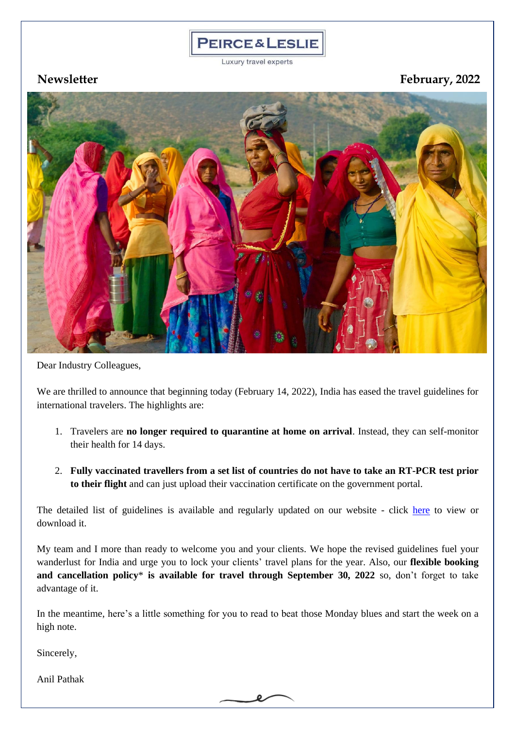PEIRCE & LESLIE

Luxury travel experts

**Newsletter** **February, 2022**

Dear Industry Colleagues,

We are thrilled to announce that beginning today (February 14, 2022), India has eased the travel guidelines for international travelers. The highlights are:

1. Travelers are **no longer required to quarantine at home on arrival**. Instead, they can self-monitor their health for 14 days.

2. **Fully vaccinated travellers from a set list of countries do not have to take an RT-PCR test prior to their flight** and can just upload their vaccination certificate on the government portal.

The detailed list of guidelines is available and regularly updated on our website - click here to view or download it.

My team and I more than ready to welcome you and your clients. We hope the revised guidelines fuel your wanderlust for India and urge you to lock your clients' travel plans for the year. Also, our **flexible booking and cancellation policy*** **is available for travel through September 30, 2022** so, don't forget to take advantage of it.

In the meantime, here's a little something for you to read to beat those Monday blues and start the week on a high note.

Sincerely,

Anil Pathak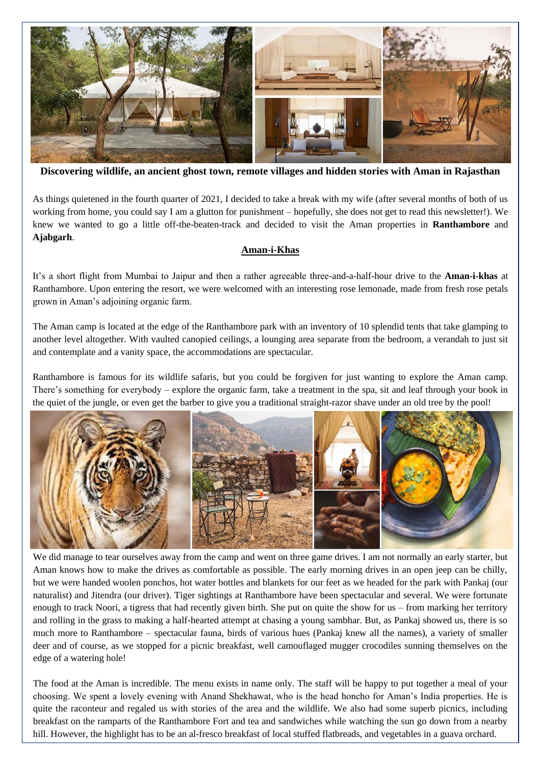**Discovering wildlife, an ancient ghost town, remote villages and hidden stories with Aman in Rajasthan**

As things quietened in the fourth quarter of 2021, I decided to take a break with my wife (after several months of both of us working from home, you could say I am a glutton for punishment – hopefully, she does not get to read this newsletter!). We knew we wanted to go a little off-the-beaten-track and decided to visit the Aman properties in **Ranthambore** and **Ajabgarh**.

## Aman-i-Khas

It's a short flight from Mumbai to Jaipur and then a rather agreeable three-and-a-half-hour drive to the **Aman-i-khas** at Ranthambore. Upon entering the resort, we were welcomed with an interesting rose lemonade, made from fresh rose petals grown in Aman's adjoining organic farm.

The Aman camp is located at the edge of the Ranthambore park with an inventory of 10 splendid tents that take glamping to another level altogether. With vaulted canopied ceilings, a lounging area separate from the bedroom, a verandah to just sit and contemplate and a vanity space, the accommodations are spectacular.

Ranthambore is famous for its wildlife safaris, but you could be forgiven for just wanting to explore the Aman camp. There's something for everybody – explore the organic farm, take a treatment in the spa, sit and leaf through your book in the quiet of the jungle, or even get the barber to give you a traditional straight-razor shave under an old tree by the pool!

We did manage to tear ourselves away from the camp and went on three game drives. I am not normally an early starter, but Aman knows how to make the drives as comfortable as possible. The early morning drives in an open jeep can be chilly, but we were handed woolen ponchos, hot water bottles and blankets for our feet as we headed for the park with Pankaj (our naturalist) and Jitendra (our driver). Tiger sightings at Ranthambore have been spectacular and several. We were fortunate enough to track Noori, a tigress that had recently given birth. She put on quite the show for us – from marking her territory and rolling in the grass to making a half-hearted attempt at chasing a young sambhar. But, as Pankaj showed us, there is so much more to Ranthambore – spectacular fauna, birds of various hues (Pankaj knew all the names), a variety of smaller deer and of course, as we stopped for a picnic breakfast, well camouflaged mugger crocodiles sunning themselves on the edge of a watering hole!

The food at the Aman is incredible. The menu exists in name only. The staff will be happy to put together a meal of your choosing. We spent a lovely evening with Anand Shekhawat, who is the head honcho for Aman's India properties. He is quite the raconteur and regaled us with stories of the area and the wildlife. We also had some superb picnics, including breakfast on the ramparts of the Ranthambore Fort and tea and sandwiches while watching the sun go down from a nearby hill. However, the highlight has to be an al-fresco breakfast of local stuffed flatbreads, and vegetables in a guava orchard.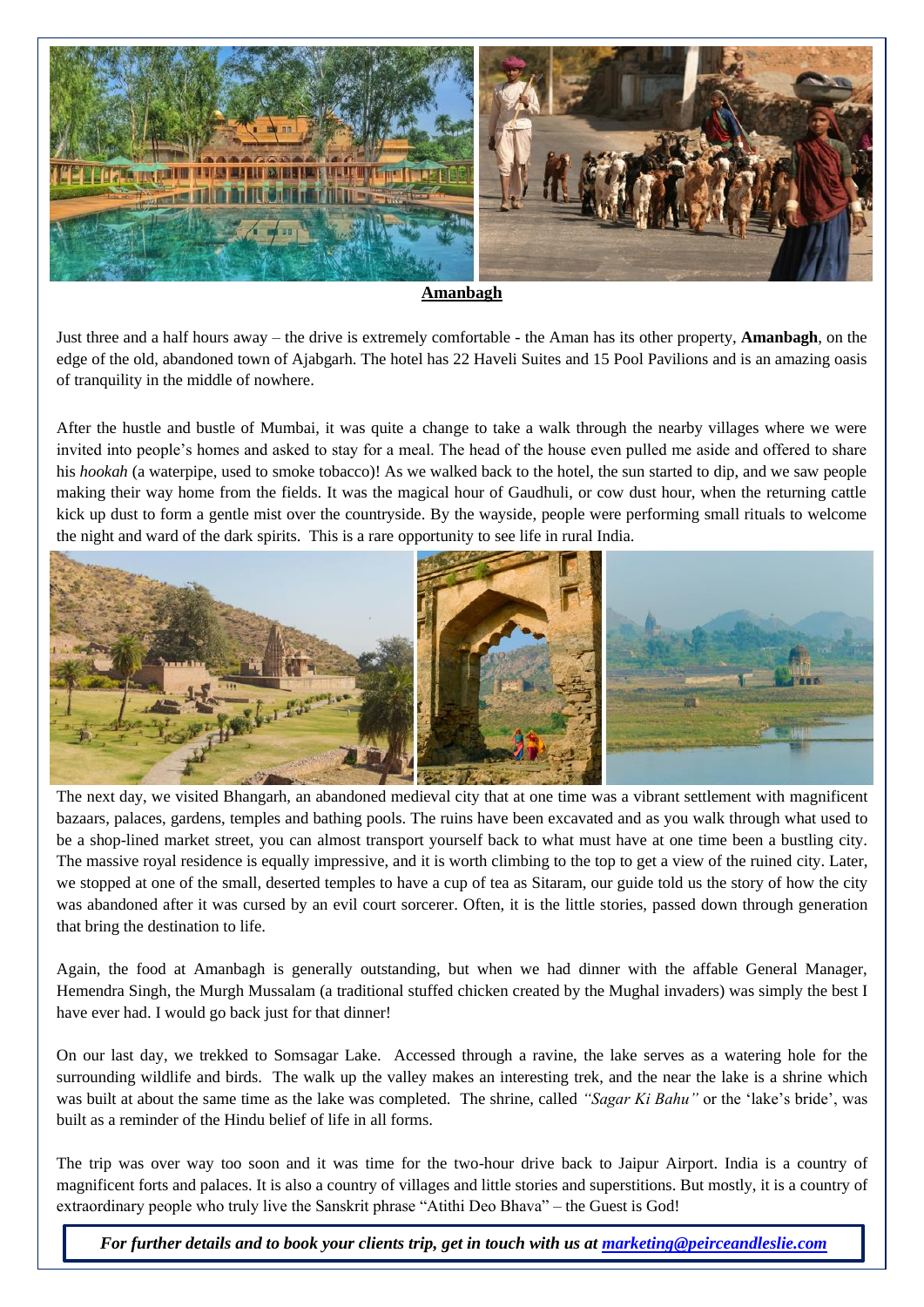**Amanbagh**

Just three and a half hours away – the drive is extremely comfortable - the Aman has its other property, **Amanbagh**, on the edge of the old, abandoned town of Ajabgarh. The hotel has 22 Haveli Suites and 15 Pool Pavilions and is an amazing oasis of tranquility in the middle of nowhere.

After the hustle and bustle of Mumbai, it was quite a change to take a walk through the nearby villages where we were invited into people's homes and asked to stay for a meal. The head of the house even pulled me aside and offered to share his *hookah* (a waterpipe, used to smoke tobacco)! As we walked back to the hotel, the sun started to dip, and we saw people making their way home from the fields. It was the magical hour of Gaudhuli, or cow dust hour, when the returning cattle kick up dust to form a gentle mist over the countryside. By the wayside, people were performing small rituals to welcome the night and ward of the dark spirits. This is a rare opportunity to see life in rural India.

The next day, we visited Bhangarh, an abandoned medieval city that at one time was a vibrant settlement with magnificent bazaars, palaces, gardens, temples and bathing pools. The ruins have been excavated and as you walk through what used to be a shop-lined market street, you can almost transport yourself back to what must have at one time been a bustling city. The massive royal residence is equally impressive, and it is worth climbing to the top to get a view of the ruined city. Later, we stopped at one of the small, deserted temples to have a cup of tea as Sitaram, our guide told us the story of how the city was abandoned after it was cursed by an evil court sorcerer. Often, it is the little stories, passed down through generation that bring the destination to life.

Again, the food at Amanbagh is generally outstanding, but when we had dinner with the affable General Manager, Hemendra Singh, the Murgh Mussalam (a traditional stuffed chicken created by the Mughal invaders) was simply the best I have ever had. I would go back just for that dinner!

On our last day, we trekked to Somsagar Lake. Accessed through a ravine, the lake serves as a watering hole for the surrounding wildlife and birds. The walk up the valley makes an interesting trek, and the near the lake is a shrine which was built at about the same time as the lake was completed. The shrine, called *"Sagar Ki Bahu"* or the 'lake's bride', was built as a reminder of the Hindu belief of life in all forms.

The trip was over way too soon and it was time for the two-hour drive back to Jaipur Airport. India is a country of magnificent forts and palaces. It is also a country of villages and little stories and superstitions. But mostly, it is a country of extraordinary people who truly live the Sanskrit phrase "Atithi Deo Bhava" – the Guest is God!

***For further details and to book your clients trip, get in touch with us at [marketing@peirceandleslie.com](mailto:marketing@peirceandleslie.com)***